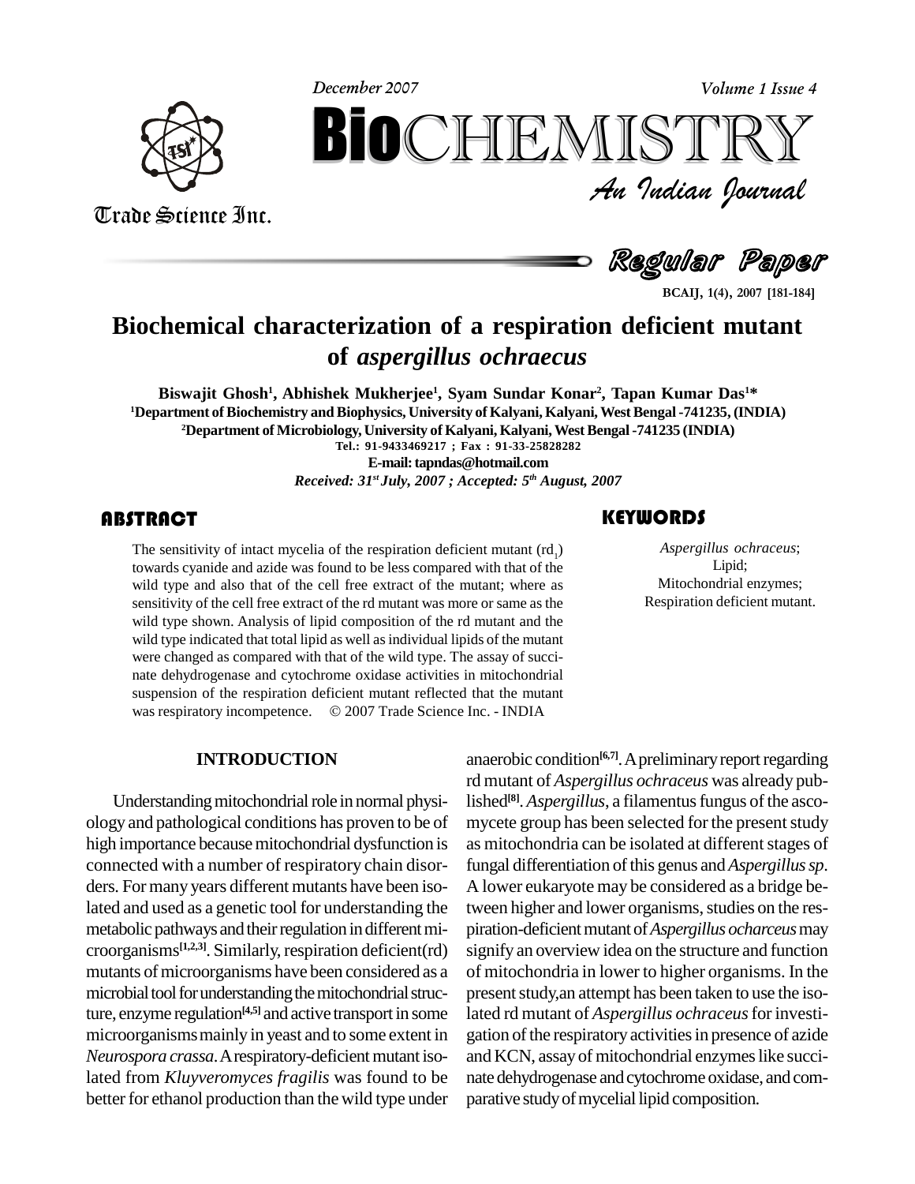# Biochemical characterization of a respiration deficient mutant of *aspergillus ochraecus*

**Biswajit Ghosh[1], Abhishek Mukherjee[1], Syam Sundar Konar[2], Tapan Kumar Das[1]***

[1]Department of Biochemistry and Biophysics, University of Kalyani, Kalyani, West Bengal -741235, (INDIA)

[2]Department of Microbiology, University of Kalyani, Kalyani, West Bengal -741235 (INDIA)

Tel.: 91-9433469217 ; Fax : 91-33-25828282

E-mail: tapndas@hotmail.com

*Received: 31st July, 2007 ; Accepted: 5th August, 2007*

## ABSTRACT

The sensitivity of intact mycelia of the respiration deficient mutant ($rd_1$) towards cyanide and azide was found to be less compared with that of the wild type and also that of the cell free extract of the mutant; where as sensitivity of the cell free extract of the rd mutant was more or same as the wild type shown. Analysis of lipid composition of the rd mutant and the wild type indicated that total lipid as well as individual lipids of the mutant were changed as compared with that of the wild type. The assay of succinate dehydrogenase and cytochrome oxidase activities in mitochondrial suspension of the respiration deficient mutant reflected that the mutant was respiratory incompetence. © 2007 Trade Science Inc. - INDIA

## KEYWORDS

*Aspergillus ochraceus*;
Lipid;
Mitochondrial enzymes;
Respiration deficient mutant.

## INTRODUCTION

Understanding mitochondrial role in normal physiology and pathological conditions has proven to be of high importance because mitochondrial dysfunction is connected with a number of respiratory chain disorders. For many years different mutants have been isolated and used as a genetic tool for understanding the metabolic pathways and their regulation in different microorganisms[1,2,3]. Similarly, respiration deficient(rd) mutants of microorganisms have been considered as a microbial tool for understanding the mitochondrial structure, enzyme regulation[4,5] and active transport in some microorganisms mainly in yeast and to some extent in *Neurospora crassa*. A respiratory-deficient mutant isolated from *Kluyveromyces fragilis* was found to be better for ethanol production than the wild type under anaerobic condition[6,7]. A preliminary report regarding rd mutant of *Aspergillus ochraceus* was already published[8]. *Aspergillus*, a filamentus fungus of the ascomycete group has been selected for the present study as mitochondria can be isolated at different stages of fungal differentiation of this genus and *Aspergillus sp*. A lower eukaryote may be considered as a bridge between higher and lower organisms, studies on the respiration-deficient mutant of *Aspergillus ocharceus* may signify an overview idea on the structure and function of mitochondria in lower to higher organisms. In the present study,an attempt has been taken to use the isolated rd mutant of *Aspergillus ochraceus* for investigation of the respiratory activities in presence of azide and KCN, assay of mitochondrial enzymes like succinate dehydrogenase and cytochrome oxidase, and comparative study of mycelial lipid composition.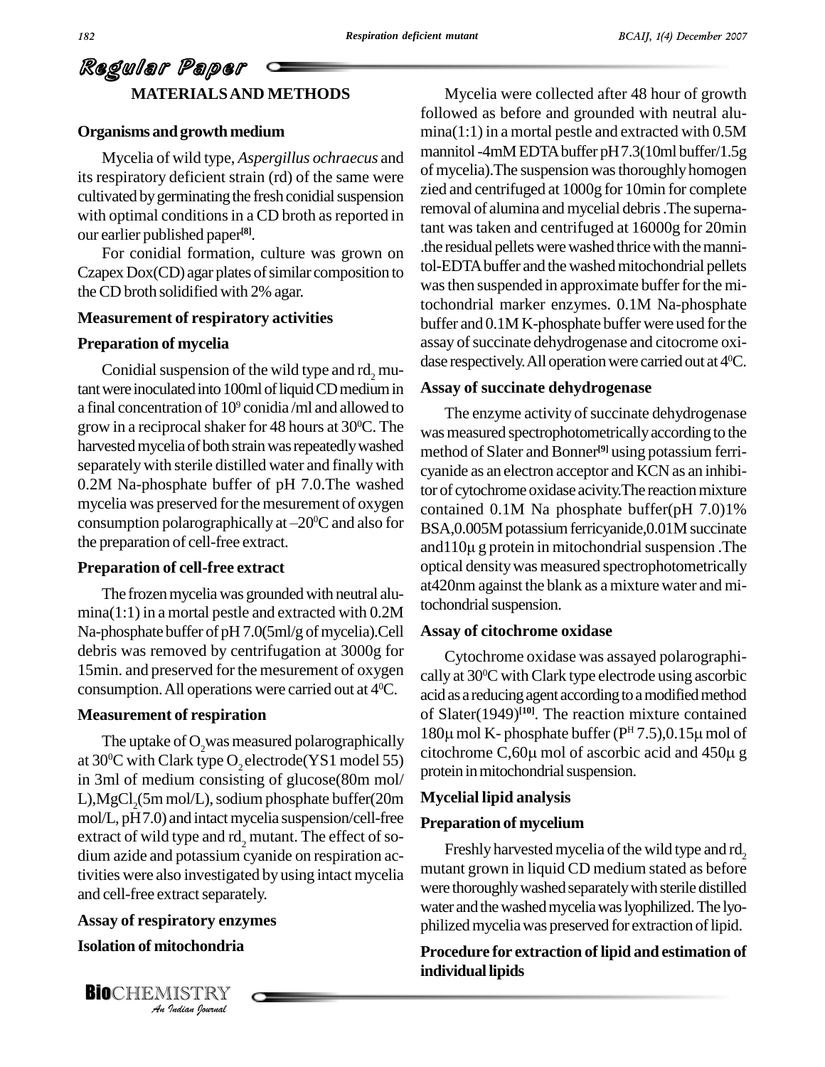## MATERIALS AND METHODS

### Organisms and growth medium

Mycelia of wild type, *Aspergillus ochraeucus* and its respiratory deficient strain (rd) of the same were cultivated by germinating the fresh conidial suspension with optimal conditions in a CD broth as reported in our earlier published paper[8].

For conidial formation, culture was grown on Czapex Dox(CD) agar plates of similar composition to the CD broth solidified with 2% agar.

### Measurement of respiratory activities

### Preparation of mycelia

Conidial suspension of the wild type and $rd_2$ mutant were inoculated into 100ml of liquid CD medium in a final concentration of $10^9$ conidia /ml and allowed to grow in a reciprocal shaker for 48 hours at $30^0$C. The harvested mycelia of both strain was repeatedly washed separately with sterile distilled water and finally with 0.2M Na-phosphate buffer of pH 7.0.The washed mycelia was preserved for the mesurement of oxygen consumption polarographically at $-20^0$C and also for the preparation of cell-free extract.

### Preparation of cell-free extract

The frozen mycelia was grounded with neutral alumina(1:1) in a mortal pestle and extracted with 0.2M Na-phosphate buffer of pH 7.0(5ml/g of mycelia).Cell debris was removed by centrifugation at 3000g for 15min. and preserved for the mesurement of oxygen consumption. All operations were carried out at $4^0$C.

### Measurement of respiration

The uptake of $O_2$was measured polarographically at $30^0$C with Clark type $O_2$ electrode(YS1 model 55) in 3ml of medium consisting of glucose(80m mol/L),$MgCl_2$(5m mol/L), sodium phosphate buffer(20m mol/L, pH7.0) and intact mycelia suspension/cell-free extract of wild type and $rd_2$ mutant. The effect of sodium azide and potassium cyanide on respiration activities were also investigated by using intact mycelia and cell-free extract separately.

### Assay of respiratory enzymes

### Isolation of mitochondria

Mycelia were collected after 48 hour of growth followed as before and grounded with neutral alumina(1:1) in a mortal pestle and extracted with 0.5M mannitol -4mM EDTA buffer pH 7.3(10ml buffer/1.5g of mycelia).The suspension was thoroughly homogenzied and centrifuged at 1000g for 10min for complete removal of alumina and mycelial debris .The supernatant was taken and centrifuged at 16000g for 20min .the residual pellets were washed thrice with the mannitol-EDTA buffer and the washed mitochondrial pellets was then suspended in approximate buffer for the mitochondrial marker enzymes. 0.1M Na-phosphate buffer and 0.1M K-phosphate buffer were used for the assay of succinate dehydrogenase and citocrome oxidase respectively. All operation were carried out at $4^0$C.

### Assay of succinate dehydrogenase

The enzyme activity of succinate dehydrogenase was measured spectrophotometrically according to the method of Slater and Bonner[9] using potassium ferricyanide as an electron acceptor and KCN as an inhibitor of cytochrome oxidase acivity.The reaction mixture contained 0.1M Na phosphate buffer(pH 7.0)1% BSA,0.005M potassium ferricyanide,0.01M succinate and110µ g protein in mitochondrial suspension .The optical density was measured spectrophotometrically at420nm against the blank as a mixture water and mitochondrial suspension.

### Assay of citochrome oxidase

Cytochrome oxidase was assayed polarographically at $30^0$C with Clark type electrode using ascorbic acid as a reducing agent according to a modified method of Slater(1949)[10]. The reaction mixture contained 180µ mol K- phosphate buffer ($P^H$ 7.5),0.15µ mol of citochrome C,60µ mol of ascorbic acid and 450µ g protein in mitochondrial suspension.

### Mycelial lipid analysis

### Preparation of mycelium

Freshly harvested mycelia of the wild type and $rd_2$ mutant grown in liquid CD medium stated as before were thoroughly washed separately with sterile distilled water and the washed mycelia was lyophilized. The lyophilized mycelia was preserved for extraction of lipid.

### Procedure for extraction of lipid and estimation of individual lipids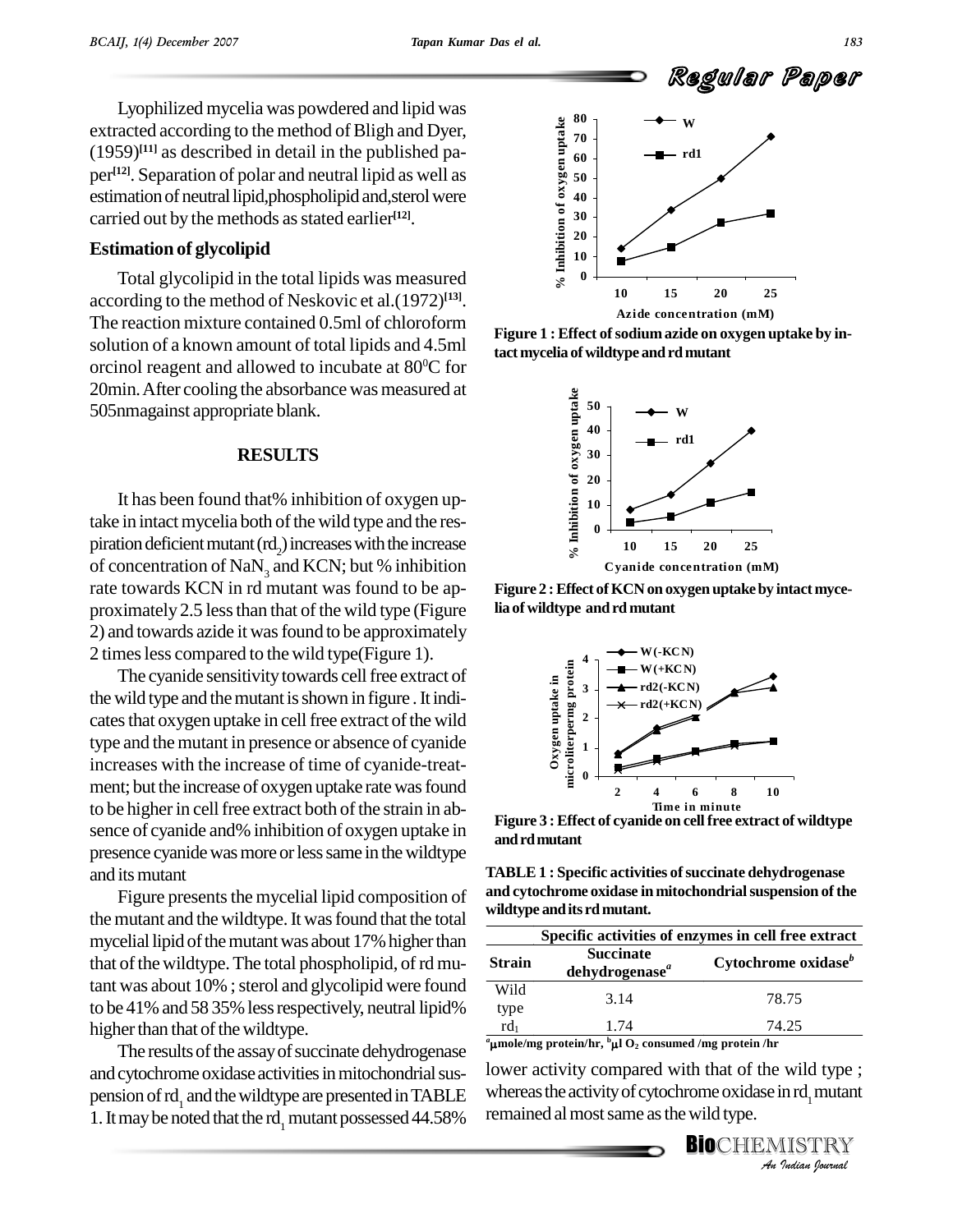Lyophilized mycelia was powdered and lipid was extracted according to the method of Bligh and Dyer, (1959)[11] as described in detail in the published paper[12]. Separation of polar and neutral lipid as well as estimation of neutral lipid,phospholipid and,sterol were carried out by the methods as stated earlier[12].

### Estimation of glycolipid

Total glycolipid in the total lipids was measured according to the method of Neskovic et al.(1972)[13]. The reaction mixture contained 0.5ml of chloroform solution of a known amount of total lipids and 4.5ml orcinol reagent and allowed to incubate at $80^0$C for 20min. After cooling the absorbance was measured at 505nmagainst appropriate blank.

## RESULTS

It has been found that% inhibition of oxygen uptake in intact mycelia both of the wild type and the respiration deficient mutant ($rd_2$) increases with the increase of concentration of $NaN_3$ and KCN; but % inhibition rate towards KCN in rd mutant was found to be approximately 2.5 less than that of the wild type (Figure 2) and towards azide it was found to be approximately 2 times less compared to the wild type(Figure 1).

The cyanide sensitivity towards cell free extract of the wild type and the mutant is shown in figure . It indicates that oxygen uptake in cell free extract of the wild type and the mutant in presence or absence of cyanide increases with the increase of time of cyanide-treatment; but the increase of oxygen uptake rate was found to be higher in cell free extract both of the strain in absence of cyanide and% inhibition of oxygen uptake in presence cyanide was more or less same in the wildtype and its mutant

Figure presents the mycelial lipid composition of the mutant and the wildtype. It was found that the total mycelial lipid of the mutant was about 17% higher than that of the wildtype. The total phospholipid, of rd mutant was about 10% ; sterol and glycolipid were found to be 41% and 58 35% less respectively, neutral lipid% higher than that of the wildtype.

The results of the assay of succinate dehydrogenase and cytochrome oxidase activities in mitochondrial suspension of $rd_1$ and the wildtype are presented in TABLE 1. It may be noted that the $rd_1$ mutant possessed 44.58% lower activity compared with that of the wild type ; whereas the activity of cytochrome oxidase in $rd_1$ mutant remained al most same as the wild type.

% Inhibition of oxygen uptake
80 70 60 50 40 30 20 10 0
W
rd1
10 15 20 25
Azide concentration (mM)

**Figure 1 : Effect of sodium azide on oxygen uptake by intact mycelia of wildtype and rd mutant**

% Inhibition of oxygen uptake
50 40 30 20 10 0
W
rd1
10 15 20 25
Cyanide concentration (mM)

**Figure 2 : Effect of KCN on oxygen uptake by intact mycelia of wildtype and rd mutant**

Oxygen uptake in microliterpermg protein
4 3 2 1 0
W(-KCN)
W(+KCN)
rd2(-KCN)
rd2(+KCN)
2 4 6 8 10
Time in minute

**Figure 3 : Effect of cyanide on cell free extract of wildtype and rd mutant**

**TABLE 1 : Specific activities of succinate dehydrogenase and cytochrome oxidase in mitochondrial suspension of the wildtype and its rd mutant.**

| | Specific activities of enzymes in cell free extract | |
|---|---|---|
| **Strain** | **Succinate dehydrogenase**[a] | **Cytochrome oxidase**[b] |
| Wild type | 3.14 | 78.75 |
| $rd_1$ | 1.74 | 74.25 |

[a]μmole/mg protein/hr, [b]μl $O_2$ consumed /mg protein /hr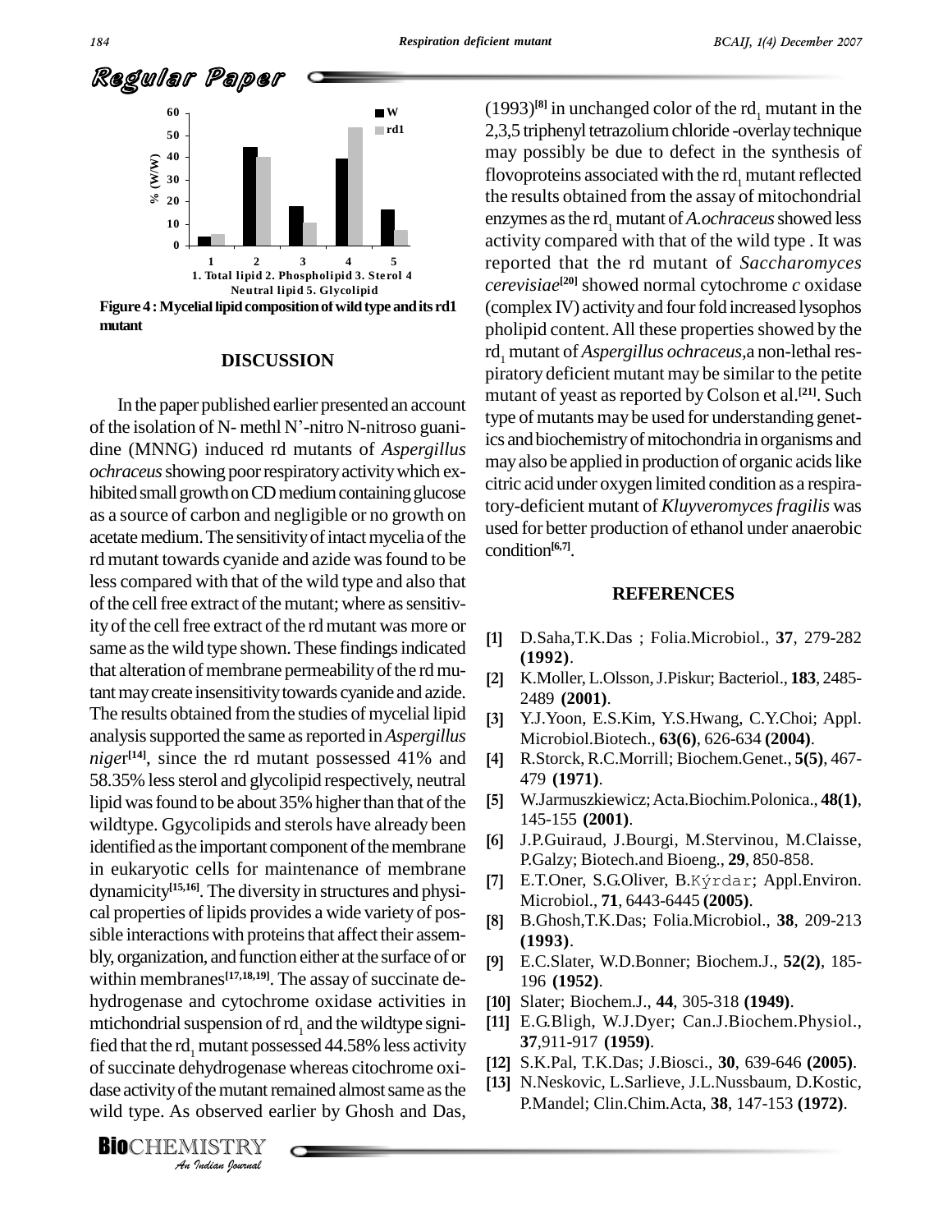60
50
40
30
20
10
0
% (W/W)
■ W
■ rd1
1 2 3 4 5
1. Total lipid 2. Phospholipid 3. Sterol 4 Neutral lipid 5. Glycolipid

**Figure 4 : Mycelial lipid composition of wild type and its rd1 mutant**

## DISCUSSION

In the paper published earlier presented an account of the isolation of N- methl N'-nitro N-nitroso guanidine (MNNG) induced rd mutants of *Aspergillus ochraceus* showing poor respiratory activity which exhibited small growth on CD medium containing glucose as a source of carbon and negligible or no growth on acetate medium. The sensitivity of intact mycelia of the rd mutant towards cyanide and azide was found to be less compared with that of the wild type and also that of the cell free extract of the mutant; where as sensitivity of the cell free extract of the rd mutant was more or same as the wild type shown. These findings indicated that alteration of membrane permeability of the rd mutant may create insensitivity towards cyanide and azide. The results obtained from the studies of mycelial lipid analysis supported the same as reported in *Aspergillus niger*[14], since the rd mutant possessed 41% and 58.35% less sterol and glycolipid respectively, neutral lipid was found to be about 35% higher than that of the wildtype. Ggycolipids and sterols have already been identified as the important component of the membrane in eukaryotic cells for maintenance of membrane dynamicity[15,16]. The diversity in structures and physical properties of lipids provides a wide variety of possible interactions with proteins that affect their assembly, organization, and function either at the surface of or within membranes[17,18,19]. The assay of succinate dehydrogenase and cytochrome oxidase activities in mtichondrial suspension of $rd_1$ and the wildtype signified that the $rd_1$ mutant possessed 44.58% less activity of succinate dehydrogenase whereas citochrome oxidase activity of the mutant remained almost same as the wild type. As observed earlier by Ghosh and Das, (1993)[8] in unchanged color of the $rd_1$ mutant in the 2,3,5 triphenyl tetrazolium chloride -overlay technique may possibly be due to defect in the synthesis of flovoproteins associated with the $rd_1$ mutant reflected the results obtained from the assay of mitochondrial enzymes as the $rd_1$ mutant of *A.ochraceus* showed less activity compared with that of the wild type . It was reported that the rd mutant of *Saccharomyces cerevisiae*[20] showed normal cytochrome *c* oxidase (complex IV) activity and four fold increased lysophospholipid content. All these properties showed by the $rd_1$ mutant of *Aspergillus ochraceus*, a non-lethal respiratory deficient mutant may be similar to the petite mutant of yeast as reported by Colson et al.[21]. Such type of mutants may be used for understanding genetics and biochemistry of mitochondria in organisms and may also be applied in production of organic acids like citric acid under oxygen limited condition as a respiratory-deficient mutant of *Kluyveromyces fragilis* was used for better production of ethanol under anaerobic condition[6,7].

## REFERENCES

[1] D.Saha,T.K.Das ; Folia.Microbiol., **37**, 279-282 **(1992)**.

[2] K.Moller, L.Olsson, J.Piskur; Bacteriol., **183**, 2485-2489 **(2001)**.

[3] Y.J.Yoon, E.S.Kim, Y.S.Hwang, C.Y.Choi; Appl. Microbiol.Biotech., **63(6)**, 626-634 **(2004)**.

[4] R.Storck, R.C.Morrill; Biochem.Genet., **5(5)**, 467-479 **(1971)**.

[5] W.Jarmuszkiewicz; Acta.Biochim.Polonica., **48(1)**, 145-155 **(2001)**.

[6] J.P.Guiraud, J.Bourgi, M.Stervinou, M.Claisse, P.Galzy; Biotech.and Bioeng., **29**, 850-858.

[7] E.T.Oner, S.G.Oliver, B.Kýrdar; Appl.Environ. Microbiol., **71**, 6443-6445 **(2005)**.

[8] B.Ghosh,T.K.Das; Folia.Microbiol., **38**, 209-213 **(1993)**.

[9] E.C.Slater, W.D.Bonner; Biochem.J., **52(2)**, 185-196 **(1952)**.

[10] Slater; Biochem.J., **44**, 305-318 **(1949)**.

[11] E.G.Bligh, W.J.Dyer; Can.J.Biochem.Physiol., **37**,911-917 **(1959)**.

[12] S.K.Pal, T.K.Das; J.Biosci., **30**, 639-646 **(2005)**.

[13] N.Neskovic, L.Sarlieve, J.L.Nussbaum, D.Kostic, P.Mandel; Clin.Chim.Acta, **38**, 147-153 **(1972)**.